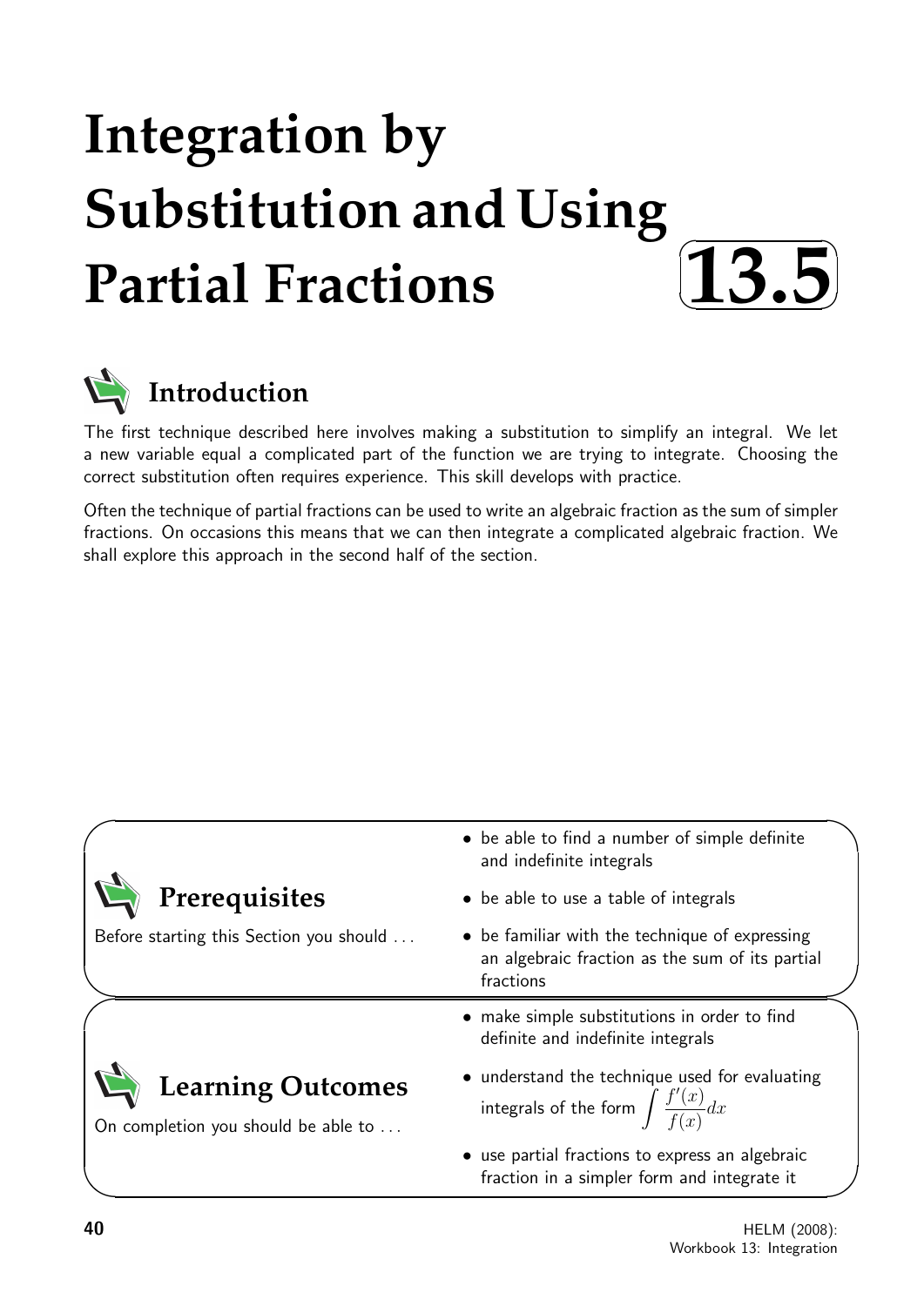# Integration by Substitution and Using Partial Fractions

# 13.5

## Introduction

The first technique described here involves making a substitution to simplify an integral. We let a new variable equal a complicated part of the function we are trying to integrate. Choosing the correct substitution often requires experience. This skill develops with practice.

Often the technique of partial fractions can be used to write an algebraic fraction as the sum of simpler fractions. On occasions this means that we can then integrate a complicated algebraic fraction. We shall explore this approach in the second half of the section.

## Prerequisites

Before starting this Section you should ...

- be able to find a number of simple definite and indefinite integrals
- be able to use a table of integrals
- be familiar with the technique of expressing an algebraic fraction as the sum of its partial fractions

## Learning Outcomes

On completion you should be able to ...

- make simple substitutions in order to find definite and indefinite integrals
- understand the technique used for evaluating integrals of the form $\int \frac{f'(x)}{f(x)}dx$
- use partial fractions to express an algebraic fraction in a simpler form and integrate it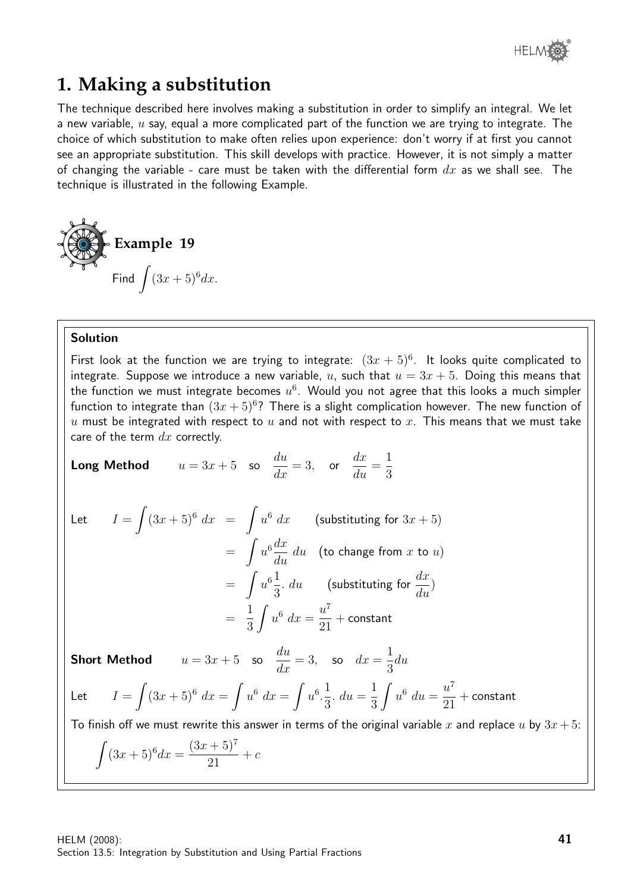# 1. Making a substitution

The technique described here involves making a substitution in order to simplify an integral. We let a new variable, $u$ say, equal a more complicated part of the function we are trying to integrate. The choice of which substitution to make often relies upon experience: don't worry if at first you cannot see an appropriate substitution. This skill develops with practice. However, it is not simply a matter of changing the variable - care must be taken with the differential form $dx$ as we shall see. The technique is illustrated in the following Example.

## Example 19

Find $\displaystyle\int (3x+5)^6 dx.$

**Solution**

First look at the function we are trying to integrate: $(3x+5)^6$. It looks quite complicated to integrate. Suppose we introduce a new variable, $u$, such that $u = 3x+5$. Doing this means that the function we must integrate becomes $u^6$. Would you not agree that this looks a much simpler function to integrate than $(3x+5)^6$? There is a slight complication however. The new function of $u$ must be integrated with respect to $u$ and not with respect to $x$. This means that we must take care of the term $dx$ correctly.

**Long Method** $\quad u = 3x+5 \quad$ so $\quad \dfrac{du}{dx} = 3, \quad$ or $\quad \dfrac{dx}{du} = \dfrac{1}{3}$

Let

$$
\begin{aligned}
I = \int (3x+5)^6\ dx &= \int u^6\ dx \qquad \text{(substituting for } 3x+5\text{)} \\
&= \int u^6 \frac{dx}{du}\ du \quad \text{(to change from } x \text{ to } u\text{)} \\
&= \int u^6 \frac{1}{3}.\ du \qquad \text{(substituting for } \frac{dx}{du}\text{)} \\
&= \frac{1}{3}\int u^6\ dx = \frac{u^7}{21} + \text{constant}
\end{aligned}
$$

**Short Method** $\quad u = 3x+5 \quad$ so $\quad \dfrac{du}{dx} = 3, \quad$ so $\quad dx = \dfrac{1}{3}du$

Let $\quad I = \displaystyle\int (3x+5)^6\ dx = \int u^6\ dx = \int u^6 . \frac{1}{3}.\ du = \frac{1}{3}\int u^6\ du = \frac{u^7}{21} + \text{constant}$

To finish off we must rewrite this answer in terms of the original variable $x$ and replace $u$ by $3x+5$:

$$\int (3x+5)^6 dx = \frac{(3x+5)^7}{21} + c$$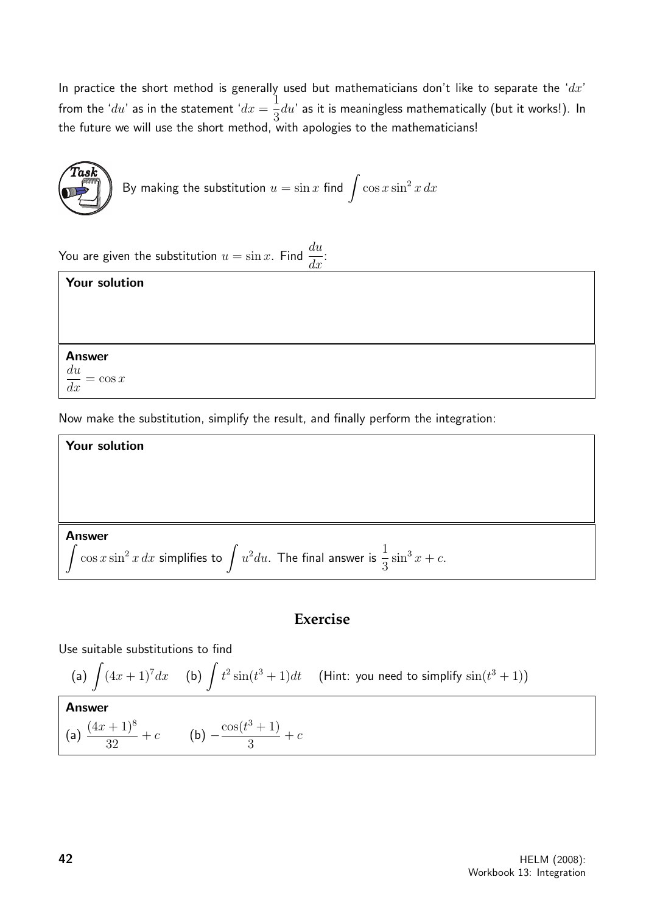In practice the short method is generally used but mathematicians don't like to separate the '$dx$' from the '$du$' as in the statement '$dx = \frac{1}{3}du$' as it is meaningless mathematically (but it works!). In the future we will use the short method, with apologies to the mathematicians!

**Task**

By making the substitution $u = \sin x$ find $\int \cos x \sin^2 x \, dx$

You are given the substitution $u = \sin x$. Find $\frac{du}{dx}$:

**Your solution**

**Answer**

$\frac{du}{dx} = \cos x$

Now make the substitution, simplify the result, and finally perform the integration:

**Your solution**

**Answer**

$\int \cos x \sin^2 x \, dx$ simplifies to $\int u^2 du$. The final answer is $\frac{1}{3}\sin^3 x + c$.

## Exercise

Use suitable substitutions to find

(a) $\int (4x+1)^7 dx$ (b) $\int t^2 \sin(t^3+1) dt$ (Hint: you need to simplify $\sin(t^3+1)$)

**Answer**

(a) $\frac{(4x+1)^8}{32} + c$ (b) $-\frac{\cos(t^3+1)}{3} + c$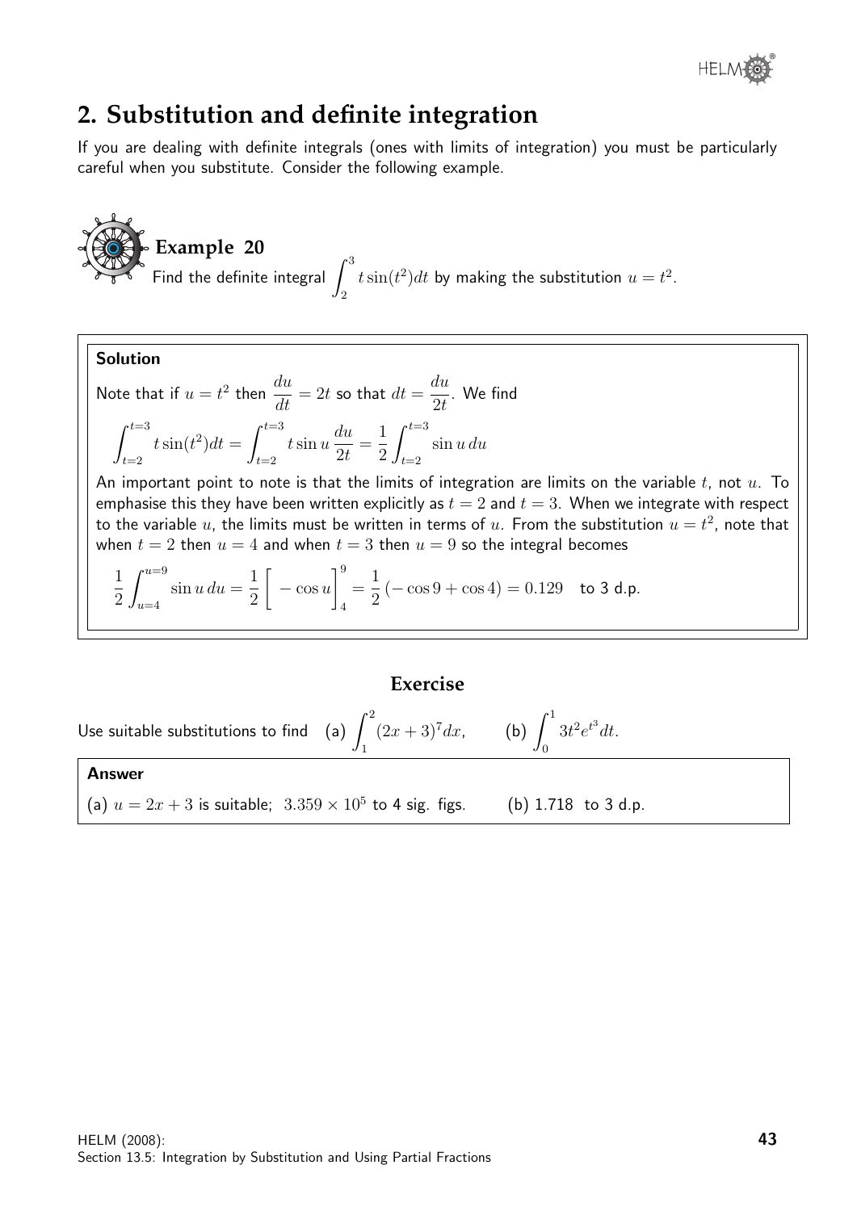## 2. Substitution and definite integration

If you are dealing with definite integrals (ones with limits of integration) you must be particularly careful when you substitute. Consider the following example.

### Example 20

Find the definite integral $\displaystyle\int_2^3 t\sin(t^2)dt$ by making the substitution $u = t^2$.

**Solution**

Note that if $u = t^2$ then $\dfrac{du}{dt} = 2t$ so that $dt = \dfrac{du}{2t}$. We find

$$\int_{t=2}^{t=3} t\sin(t^2)dt = \int_{t=2}^{t=3} t\sin u\,\frac{du}{2t} = \frac{1}{2}\int_{t=2}^{t=3} \sin u\,du$$

An important point to note is that the limits of integration are limits on the variable $t$, not $u$. To emphasise this they have been written explicitly as $t = 2$ and $t = 3$. When we integrate with respect to the variable $u$, the limits must be written in terms of $u$. From the substitution $u = t^2$, note that when $t = 2$ then $u = 4$ and when $t = 3$ then $u = 9$ so the integral becomes

$$\frac{1}{2}\int_{u=4}^{u=9} \sin u\,du = \frac{1}{2}\Big[-\cos u\Big]_4^9 = \frac{1}{2}\left(-\cos 9 + \cos 4\right) = 0.129 \quad \text{to 3 d.p.}$$

### Exercise

Use suitable substitutions to find (a) $\displaystyle\int_1^2 (2x+3)^7 dx$, (b) $\displaystyle\int_0^1 3t^2 e^{t^3} dt$.

**Answer**

(a) $u = 2x + 3$ is suitable; $3.359 \times 10^5$ to 4 sig. figs. (b) 1.718 to 3 d.p.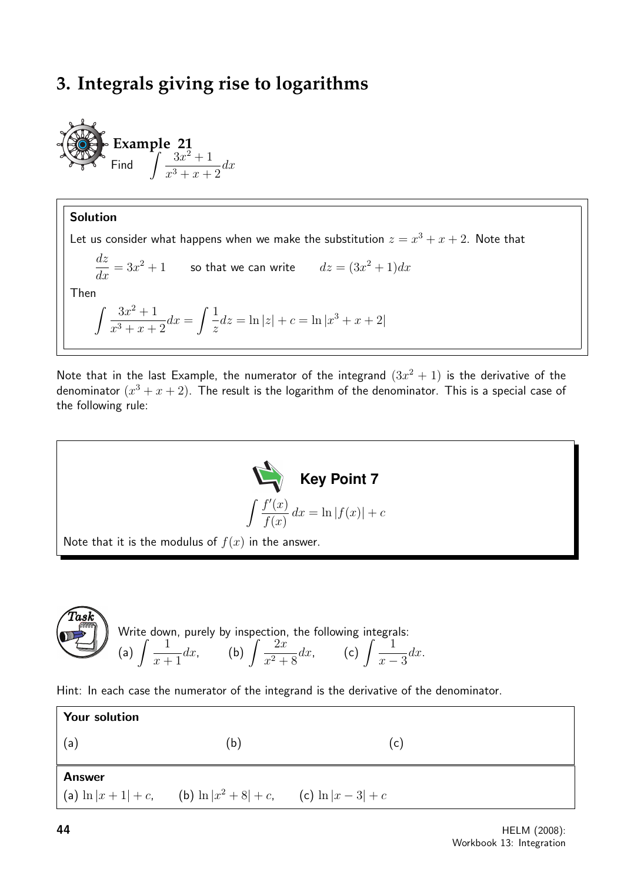## 3. Integrals giving rise to logarithms

**Example 21**

Find $\displaystyle\int \frac{3x^2+1}{x^3+x+2}dx$

**Solution**

Let us consider what happens when we make the substitution $z = x^3 + x + 2$. Note that

$$\frac{dz}{dx} = 3x^2 + 1 \qquad \text{so that we can write} \qquad dz = (3x^2+1)dx$$

Then

$$\int \frac{3x^2+1}{x^3+x+2}dx = \int \frac{1}{z}dz = \ln|z| + c = \ln|x^3+x+2|$$

Note that in the last Example, the numerator of the integrand $(3x^2+1)$ is the derivative of the denominator $(x^3+x+2)$. The result is the logarithm of the denominator. This is a special case of the following rule:

**Key Point 7**

$$\int \frac{f'(x)}{f(x)}\,dx = \ln|f(x)| + c$$

Note that it is the modulus of $f(x)$ in the answer.

**Task**

Write down, purely by inspection, the following integrals:

(a) $\displaystyle\int \frac{1}{x+1}dx$, (b) $\displaystyle\int \frac{2x}{x^2+8}dx$, (c) $\displaystyle\int \frac{1}{x-3}dx$.

Hint: In each case the numerator of the integrand is the derivative of the denominator.

**Your solution**

(a) (b) (c)

**Answer**

(a) $\ln|x+1|+c$, (b) $\ln|x^2+8|+c$, (c) $\ln|x-3|+c$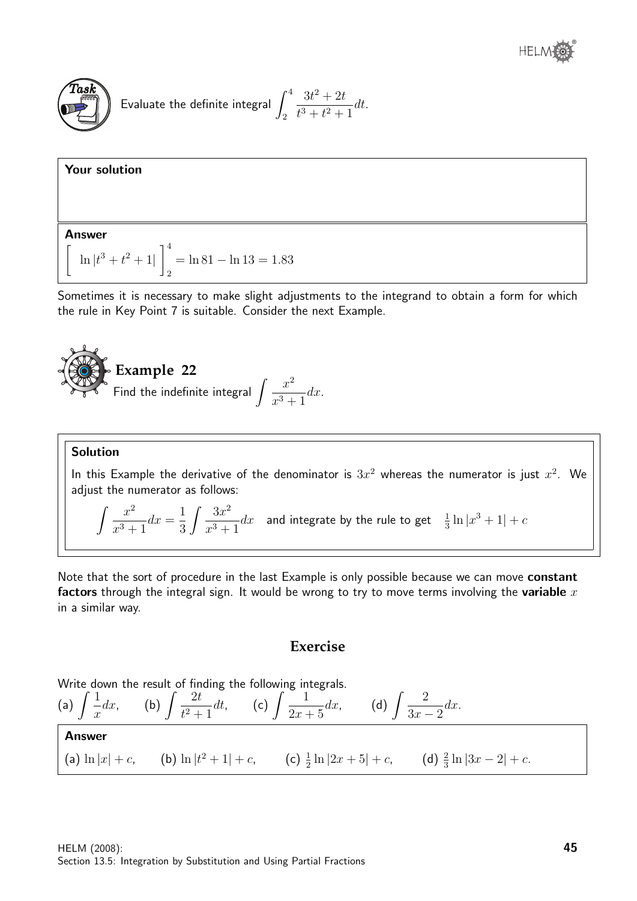**Task**

Evaluate the definite integral $\displaystyle\int_2^4 \frac{3t^2 + 2t}{t^3 + t^2 + 1} dt$.

**Your solution**

**Answer**

$$\left[\ \ln|t^3 + t^2 + 1|\ \right]_2^4 = \ln 81 - \ln 13 = 1.83$$

Sometimes it is necessary to make slight adjustments to the integrand to obtain a form for which the rule in Key Point 7 is suitable. Consider the next Example.

## Example 22

Find the indefinite integral $\displaystyle\int \frac{x^2}{x^3 + 1} dx$.

**Solution**

In this Example the derivative of the denominator is $3x^2$ whereas the numerator is just $x^2$. We adjust the numerator as follows:

$$\int \frac{x^2}{x^3 + 1} dx = \frac{1}{3} \int \frac{3x^2}{x^3 + 1} dx \quad \text{and integrate by the rule to get} \quad \tfrac{1}{3} \ln|x^3 + 1| + c$$

Note that the sort of procedure in the last Example is only possible because we can move **constant factors** through the integral sign. It would be wrong to try to move terms involving the **variable** $x$ in a similar way.

## Exercise

Write down the result of finding the following integrals.

(a) $\displaystyle\int \frac{1}{x} dx$, (b) $\displaystyle\int \frac{2t}{t^2 + 1} dt$, (c) $\displaystyle\int \frac{1}{2x + 5} dx$, (d) $\displaystyle\int \frac{2}{3x - 2} dx$.

**Answer**

(a) $\ln|x| + c$, (b) $\ln|t^2 + 1| + c$, (c) $\frac{1}{2} \ln|2x + 5| + c$, (d) $\frac{2}{3} \ln|3x - 2| + c$.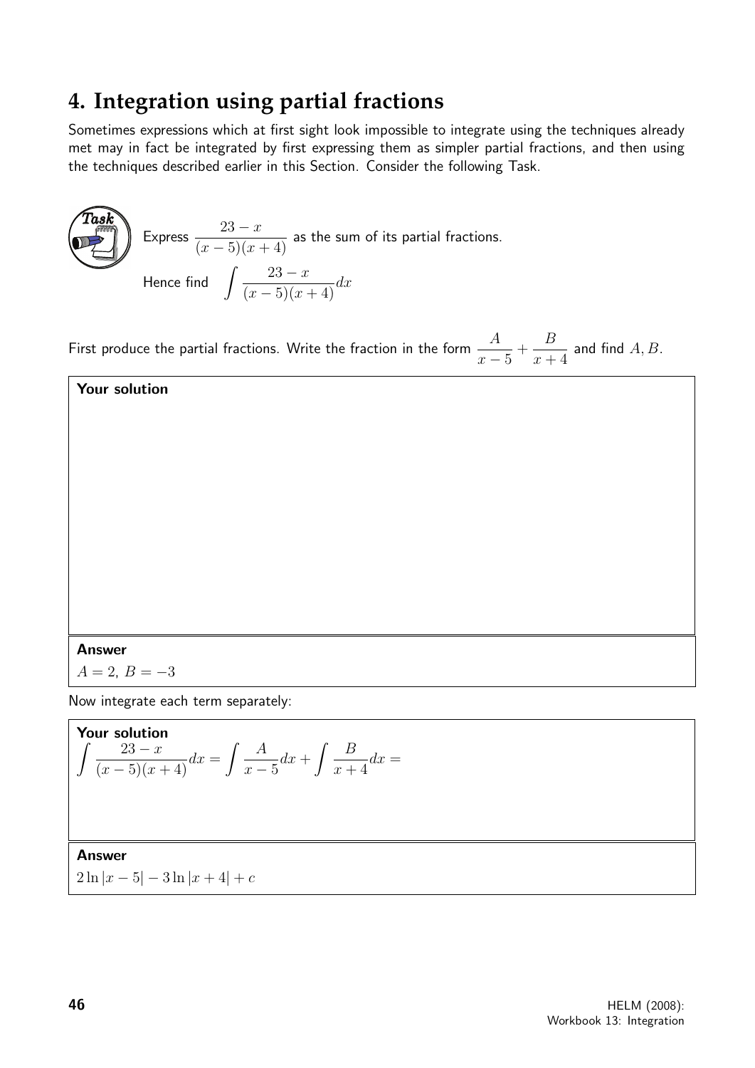## 4. Integration using partial fractions

Sometimes expressions which at first sight look impossible to integrate using the techniques already met may in fact be integrated by first expressing them as simpler partial fractions, and then using the techniques described earlier in this Section. Consider the following Task.

**Task**

Express $\dfrac{23-x}{(x-5)(x+4)}$ as the sum of its partial fractions.

Hence find $\displaystyle\int \frac{23-x}{(x-5)(x+4)}dx$

First produce the partial fractions. Write the fraction in the form $\dfrac{A}{x-5}+\dfrac{B}{x+4}$ and find $A, B$.

**Your solution**

**Answer**

$A = 2,\ B = -3$

Now integrate each term separately:

**Your solution**

$$\int \frac{23-x}{(x-5)(x+4)}dx = \int \frac{A}{x-5}dx + \int \frac{B}{x+4}dx =$$

**Answer**

$2\ln|x-5| - 3\ln|x+4| + c$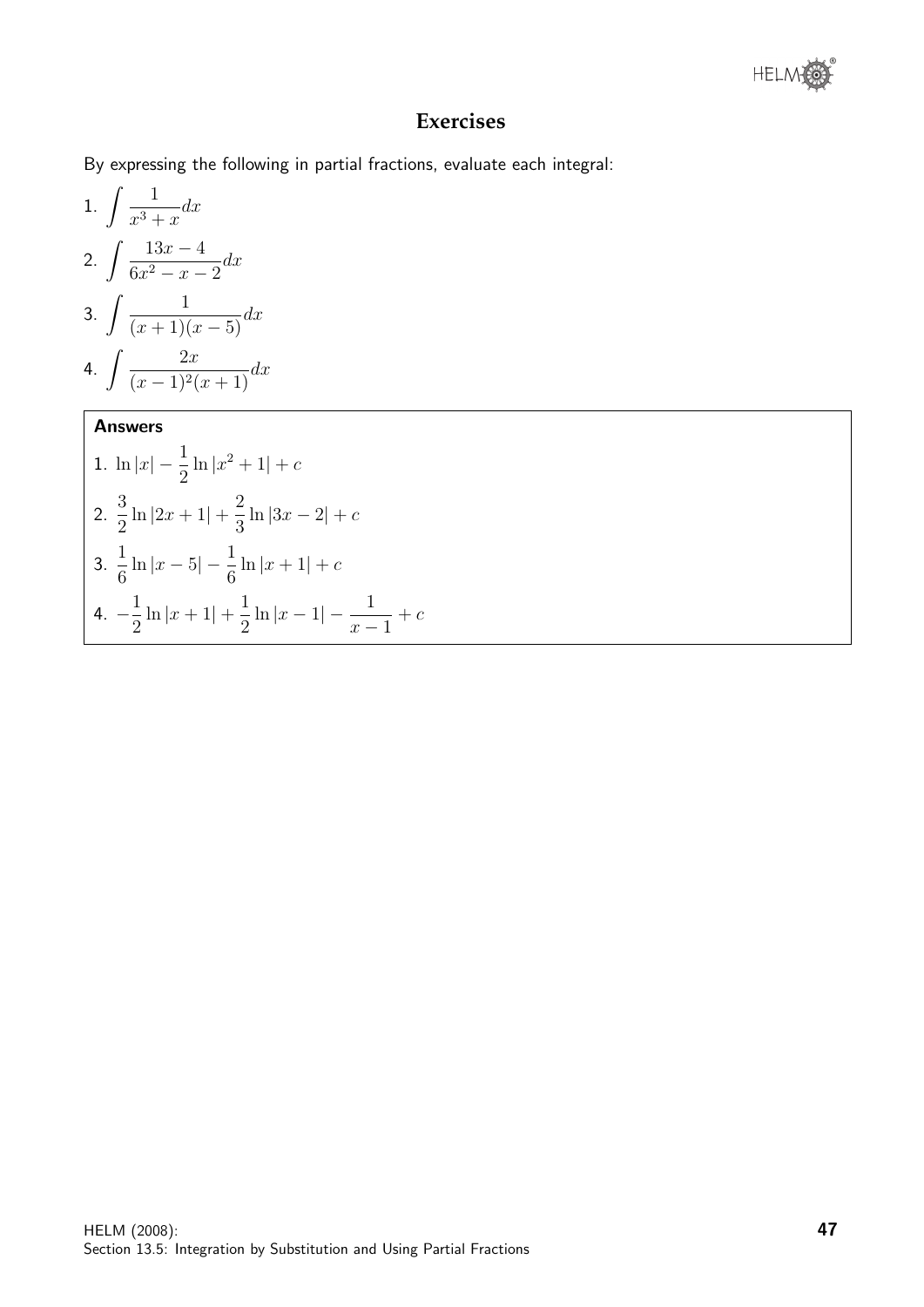## Exercises

By expressing the following in partial fractions, evaluate each integral:

1. $\displaystyle\int \frac{1}{x^3+x}dx$

2. $\displaystyle\int \frac{13x-4}{6x^2-x-2}dx$

3. $\displaystyle\int \frac{1}{(x+1)(x-5)}dx$

4. $\displaystyle\int \frac{2x}{(x-1)^2(x+1)}dx$

**Answers**

1. $\ln|x| - \dfrac{1}{2}\ln|x^2+1| + c$

2. $\dfrac{3}{2}\ln|2x+1| + \dfrac{2}{3}\ln|3x-2| + c$

3. $\dfrac{1}{6}\ln|x-5| - \dfrac{1}{6}\ln|x+1| + c$

4. $-\dfrac{1}{2}\ln|x+1| + \dfrac{1}{2}\ln|x-1| - \dfrac{1}{x-1} + c$